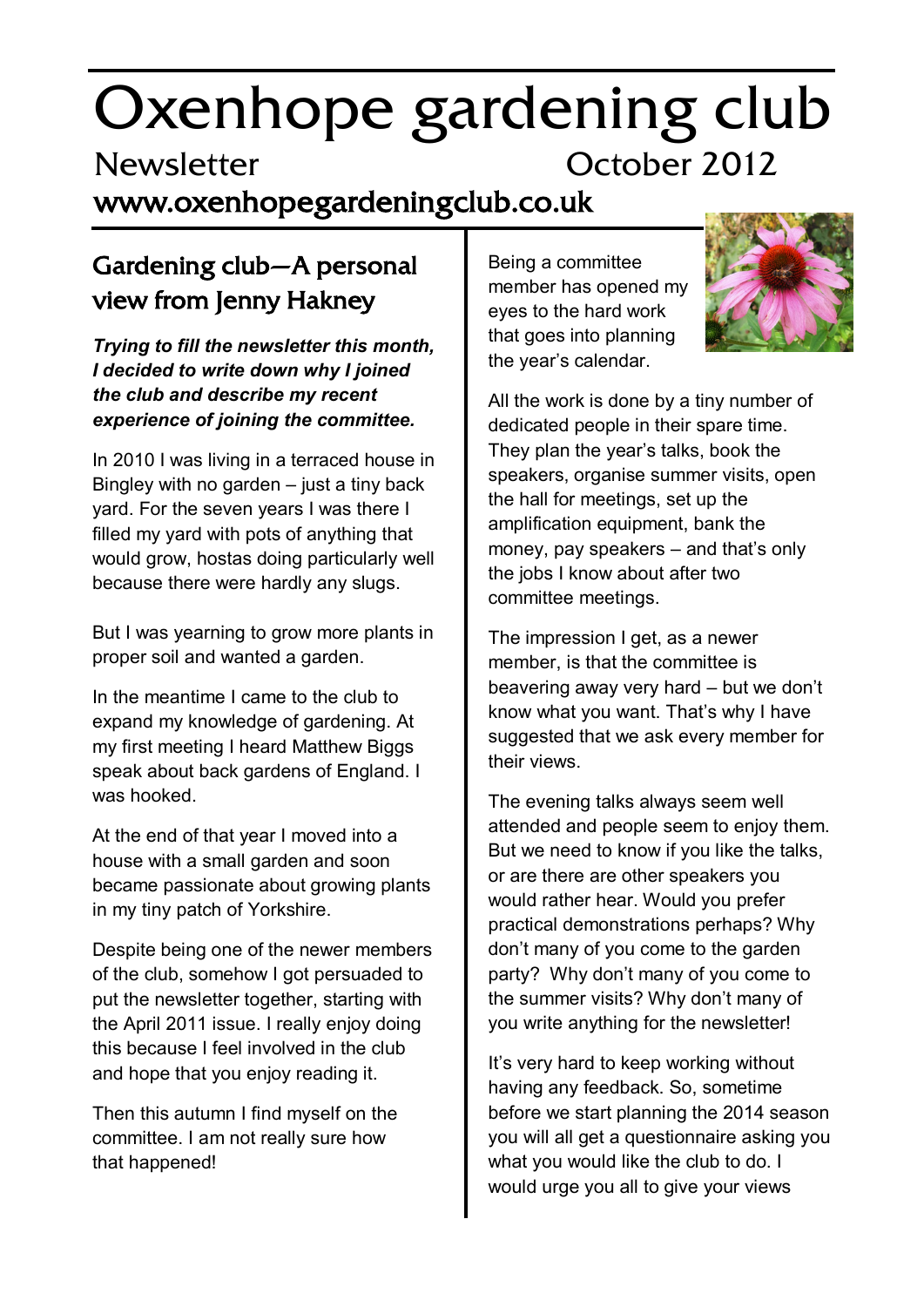# Oxenhope gardening club

Newsletter October 2012

www.oxenhopegardeningclub.co.uk

## Gardening club—A personal view from Jenny Hakney

***Trying to fill the newsletter this month, I decided to write down why I joined the club and describe my recent experience of joining the committee.***

In 2010 I was living in a terraced house in Bingley with no garden – just a tiny back yard. For the seven years I was there I filled my yard with pots of anything that would grow, hostas doing particularly well because there were hardly any slugs.

But I was yearning to grow more plants in proper soil and wanted a garden.

In the meantime I came to the club to expand my knowledge of gardening. At my first meeting I heard Matthew Biggs speak about back gardens of England. I was hooked.

At the end of that year I moved into a house with a small garden and soon became passionate about growing plants in my tiny patch of Yorkshire.

Despite being one of the newer members of the club, somehow I got persuaded to put the newsletter together, starting with the April 2011 issue. I really enjoy doing this because I feel involved in the club and hope that you enjoy reading it.

Then this autumn I find myself on the committee. I am not really sure how that happened!

Being a committee member has opened my eyes to the hard work that goes into planning the year's calendar.

All the work is done by a tiny number of dedicated people in their spare time. They plan the year's talks, book the speakers, organise summer visits, open the hall for meetings, set up the amplification equipment, bank the money, pay speakers – and that's only the jobs I know about after two committee meetings.

The impression I get, as a newer member, is that the committee is beavering away very hard – but we don't know what you want. That's why I have suggested that we ask every member for their views.

The evening talks always seem well attended and people seem to enjoy them. But we need to know if you like the talks, or are there are other speakers you would rather hear. Would you prefer practical demonstrations perhaps? Why don't many of you come to the garden party? Why don't many of you come to the summer visits? Why don't many of you write anything for the newsletter!

It's very hard to keep working without having any feedback. So, sometime before we start planning the 2014 season you will all get a questionnaire asking you what you would like the club to do. I would urge you all to give your views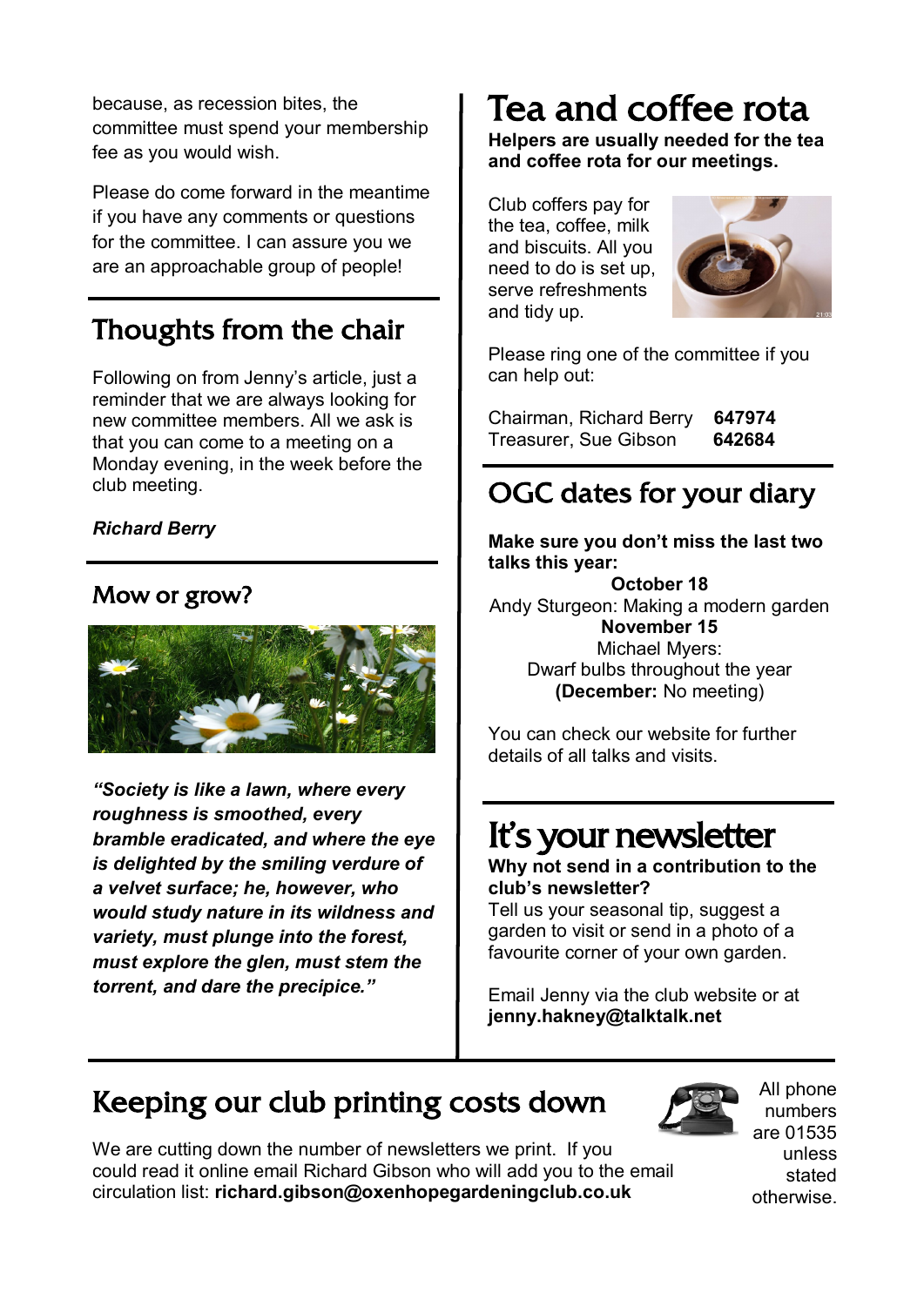because, as recession bites, the committee must spend your membership fee as you would wish.

Please do come forward in the meantime if you have any comments or questions for the committee. I can assure you we are an approachable group of people!

## Thoughts from the chair

Following on from Jenny's article, just a reminder that we are always looking for new committee members. All we ask is that you can come to a meeting on a Monday evening, in the week before the club meeting.

***Richard Berry***

## Mow or grow?

***"Society is like a lawn, where every roughness is smoothed, every bramble eradicated, and where the eye is delighted by the smiling verdure of a velvet surface; he, however, who would study nature in its wildness and variety, must plunge into the forest, must explore the glen, must stem the torrent, and dare the precipice."***

# Tea and coffee rota

**Helpers are usually needed for the tea and coffee rota for our meetings.**

Club coffers pay for the tea, coffee, milk and biscuits. All you need to do is set up, serve refreshments and tidy up.

Please ring one of the committee if you can help out:

| | |
|---|---|
| Chairman, Richard Berry | **647974** |
| Treasurer, Sue Gibson | **642684** |

## OGC dates for your diary

**Make sure you don't miss the last two talks this year:**

**October 18**
Andy Sturgeon: Making a modern garden

**November 15**
Michael Myers:
Dwarf bulbs throughout the year

(**December:** No meeting)

You can check our website for further details of all talks and visits.

# It's your newsletter

**Why not send in a contribution to the club's newsletter?**

Tell us your seasonal tip, suggest a garden to visit or send in a photo of a favourite corner of your own garden.

Email Jenny via the club website or at **jenny.hakney@talktalk.net**

## Keeping our club printing costs down

We are cutting down the number of newsletters we print. If you could read it online email Richard Gibson who will add you to the email circulation list: **richard.gibson@oxenhopegardeningclub.co.uk**

All phone numbers are 01535 unless stated otherwise.